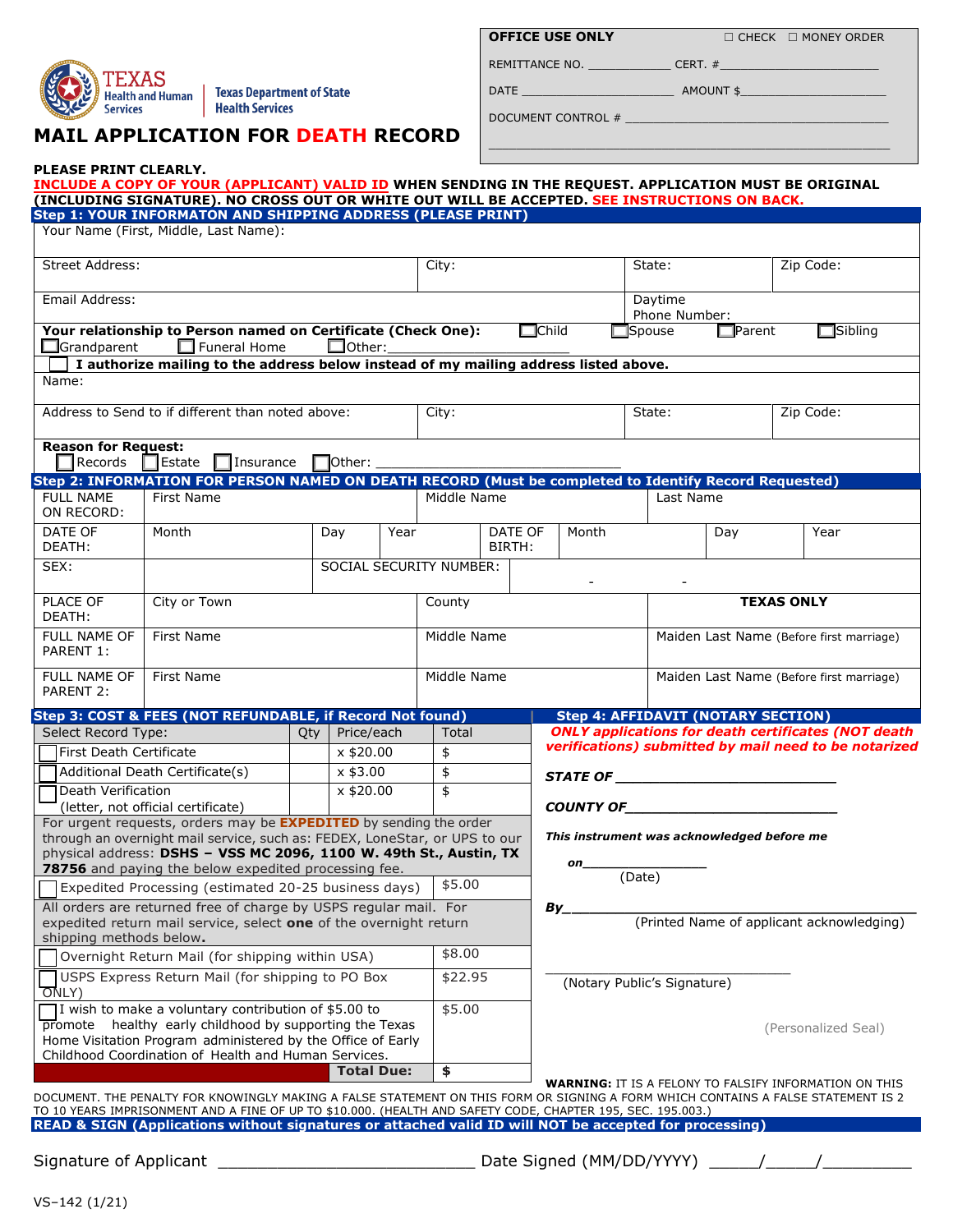Texas Health and Human Services | Texas Department of State Health Services

# MAIL APPLICATION FOR DEATH RECORD

| OFFICE USE ONLY | ☐ CHECK ☐ MONEY ORDER |
|---|---|
| REMITTANCE NO. ____________ | CERT. # ____________________ |
| DATE ______________________ | AMOUNT $ ____________________ |
| DOCUMENT CONTROL # ______________________________ | |

**PLEASE PRINT CLEARLY.**
**INCLUDE A COPY OF YOUR (APPLICANT) VALID ID WHEN SENDING IN THE REQUEST. APPLICATION MUST BE ORIGINAL (INCLUDING SIGNATURE). NO CROSS OUT OR WHITE OUT WILL BE ACCEPTED. SEE INSTRUCTIONS ON BACK.**

## Step 1: YOUR INFORMATON AND SHIPPING ADDRESS (PLEASE PRINT)

Your Name (First, Middle, Last Name):

| Street Address: | City: | State: | Zip Code: |
|---|---|---|---|
| Email Address: | | Daytime Phone Number: | |

**Your relationship to Person named on Certificate (Check One):** ☐ Child ☐ Spouse ☐ Parent ☐ Sibling ☐ Grandparent ☐ Funeral Home ☐ Other: ____________________

☐ **I authorize mailing to the address below instead of my mailing address listed above.**

Name:

| Address to Send to if different than noted above: | City: | State: | Zip Code: |
|---|---|---|---|

**Reason for Request:**
☐ Records ☐ Estate ☐ Insurance ☐ Other: ______________________________

## Step 2: INFORMATION FOR PERSON NAMED ON DEATH RECORD (Must be completed to Identify Record Requested)

| FULL NAME ON RECORD: | First Name | | Middle Name | | Last Name | |
|---|---|---|---|---|---|---|
| DATE OF DEATH: | Month | Day | Year | DATE OF BIRTH: | Month | Day / Year |
| SEX: | | SOCIAL SECURITY NUMBER: | - - | | | |
| PLACE OF DEATH: | City or Town | | County | | TEXAS ONLY | |
| FULL NAME OF PARENT 1: | First Name | | Middle Name | | Maiden Last Name (Before first marriage) | |
| FULL NAME OF PARENT 2: | First Name | | Middle Name | | Maiden Last Name (Before first marriage) | |

## Step 3: COST & FEES (NOT REFUNDABLE, if Record Not found)

| Select Record Type: | Qty | Price/each | Total |
|---|---|---|---|
| ☐ First Death Certificate | | x $20.00 | $ |
| ☐ Additional Death Certificate(s) | | x $3.00 | $ |
| ☐ Death Verification (letter, not official certificate) | | x $20.00 | $ |

For urgent requests, orders may be **EXPEDITED** by sending the order through an overnight mail service, such as: FEDEX, LoneStar, or UPS to our physical address: **DSHS – VSS MC 2096, 1100 W. 49th St., Austin, TX 78756** and paying the below expedited processing fee.

| | |
|---|---|
| ☐ Expedited Processing (estimated 20-25 business days) | $5.00 |

All orders are returned free of charge by USPS regular mail. For expedited return mail service, select **one** of the overnight return shipping methods below.

| | |
|---|---|
| ☐ Overnight Return Mail (for shipping within USA) | $8.00 |
| ☐ USPS Express Return Mail (for shipping to PO Box ONLY) | $22.95 |
| ☐ I wish to make a voluntary contribution of $5.00 to promote healthy early childhood by supporting the Texas Home Visitation Program administered by the Office of Early Childhood Coordination of Health and Human Services. | $5.00 |
| **Total Due:** | $ |

## Step 4: AFFIDAVIT (NOTARY SECTION)

***ONLY applications for death certificates (NOT death verifications) submitted by mail need to be notarized***

***STATE OF*** ____________________________

***COUNTY OF*** ____________________________

***This instrument was acknowledged before me***

***on*** ________________
(Date)

***By*** ____________________________________________
(Printed Name of applicant acknowledging)

________________________________
(Notary Public's Signature)

(Personalized Seal)

**WARNING:** IT IS A FELONY TO FALSIFY INFORMATION ON THIS DOCUMENT. THE PENALTY FOR KNOWINGLY MAKING A FALSE STATEMENT ON THIS FORM OR SIGNING A FORM WHICH CONTAINS A FALSE STATEMENT IS 2 TO 10 YEARS IMPRISONMENT AND A FINE OF UP TO $10.000. (HEALTH AND SAFETY CODE, CHAPTER 195, SEC. 195.003.)

**READ & SIGN (Applications without signatures or attached valid ID will NOT be accepted for processing)**

Signature of Applicant ____________________________ Date Signed (MM/DD/YYYY) _____/_____/_________

VS–142 (1/21)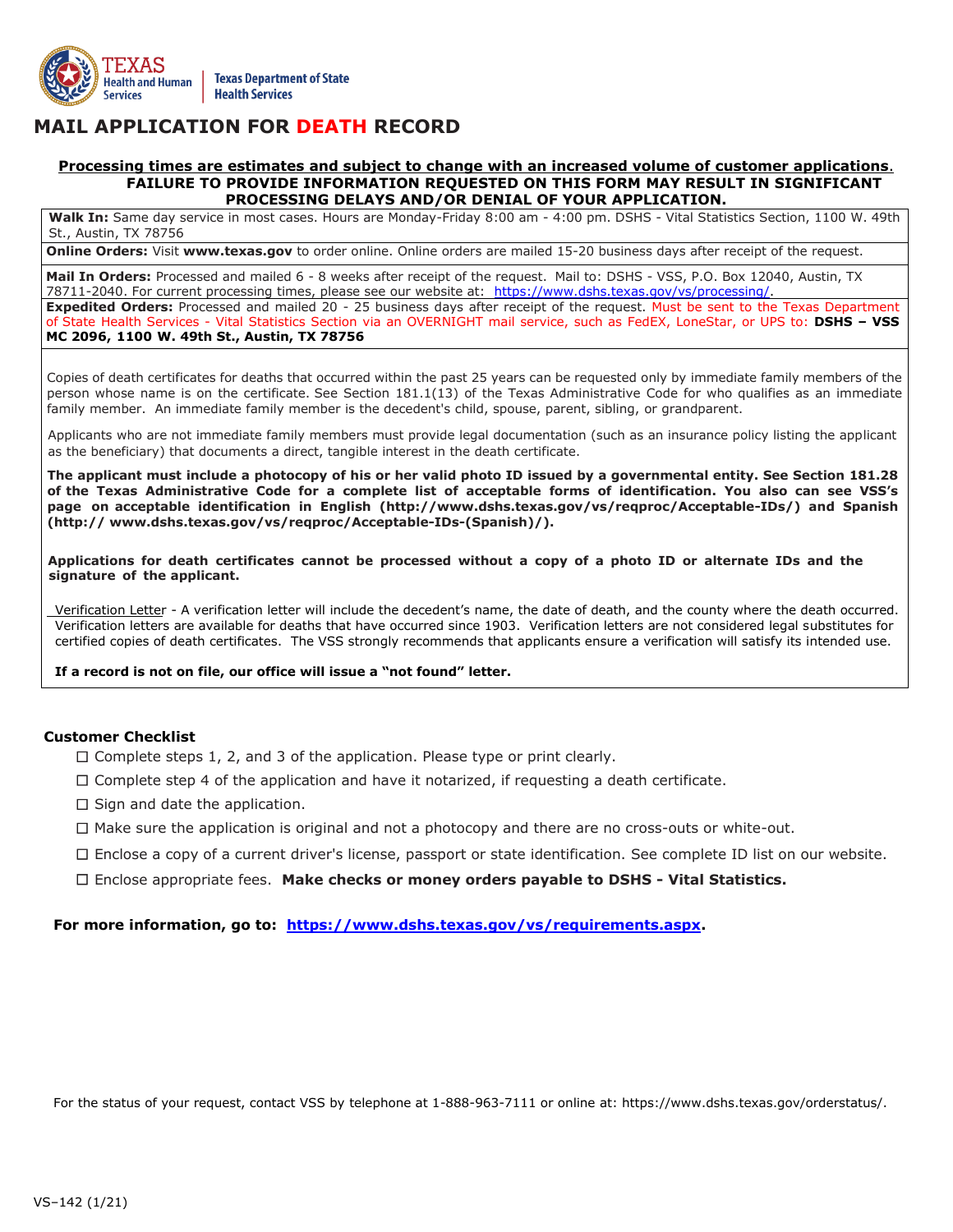Texas Health and Human Services | Texas Department of State Health Services

# MAIL APPLICATION FOR DEATH RECORD

**Processing times are estimates and subject to change with an increased volume of customer applications.**
**FAILURE TO PROVIDE INFORMATION REQUESTED ON THIS FORM MAY RESULT IN SIGNIFICANT PROCESSING DELAYS AND/OR DENIAL OF YOUR APPLICATION.**

**Walk In:** Same day service in most cases. Hours are Monday-Friday 8:00 am - 4:00 pm. DSHS - Vital Statistics Section, 1100 W. 49th St., Austin, TX 78756

**Online Orders:** Visit **www.texas.gov** to order online. Online orders are mailed 15-20 business days after receipt of the request.

**Mail In Orders:** Processed and mailed 6 - 8 weeks after receipt of the request. Mail to: DSHS - VSS, P.O. Box 12040, Austin, TX 78711-2040. For current processing times, please see our website at: https://www.dshs.texas.gov/vs/processing/.

**Expedited Orders:** Processed and mailed 20 - 25 business days after receipt of the request. Must be sent to the Texas Department of State Health Services - Vital Statistics Section via an OVERNIGHT mail service, such as FedEX, LoneStar, or UPS to: **DSHS – VSS MC 2096, 1100 W. 49th St., Austin, TX 78756**

Copies of death certificates for deaths that occurred within the past 25 years can be requested only by immediate family members of the person whose name is on the certificate. See Section 181.1(13) of the Texas Administrative Code for who qualifies as an immediate family member. An immediate family member is the decedent's child, spouse, parent, sibling, or grandparent.

Applicants who are not immediate family members must provide legal documentation (such as an insurance policy listing the applicant as the beneficiary) that documents a direct, tangible interest in the death certificate.

**The applicant must include a photocopy of his or her valid photo ID issued by a governmental entity. See Section 181.28 of the Texas Administrative Code for a complete list of acceptable forms of identification. You also can see VSS's page on acceptable identification in English (http://www.dshs.texas.gov/vs/reqproc/Acceptable-IDs/) and Spanish (http:// www.dshs.texas.gov/vs/reqproc/Acceptable-IDs-(Spanish)/).**

**Applications for death certificates cannot be processed without a copy of a photo ID or alternate IDs and the signature of the applicant.**

Verification Letter - A verification letter will include the decedent's name, the date of death, and the county where the death occurred. Verification letters are available for deaths that have occurred since 1903. Verification letters are not considered legal substitutes for certified copies of death certificates. The VSS strongly recommends that applicants ensure a verification will satisfy its intended use.

**If a record is not on file, our office will issue a "not found" letter.**

### Customer Checklist

- ☐ Complete steps 1, 2, and 3 of the application. Please type or print clearly.
- ☐ Complete step 4 of the application and have it notarized, if requesting a death certificate.
- ☐ Sign and date the application.
- ☐ Make sure the application is original and not a photocopy and there are no cross-outs or white-out.
- ☐ Enclose a copy of a current driver's license, passport or state identification. See complete ID list on our website.
- ☐ Enclose appropriate fees. **Make checks or money orders payable to DSHS - Vital Statistics.**

**For more information, go to: https://www.dshs.texas.gov/vs/requirements.aspx.**

For the status of your request, contact VSS by telephone at 1-888-963-7111 or online at: https://www.dshs.texas.gov/orderstatus/.

VS–142 (1/21)